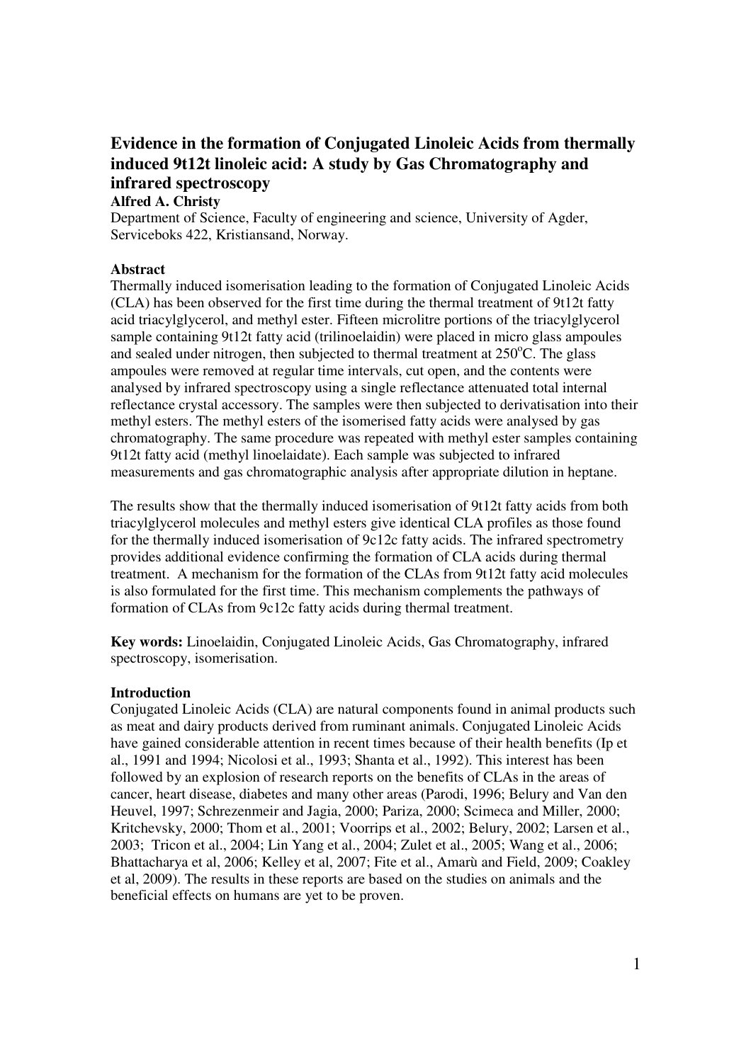# Evidence in the formation of Conjugated Linoleic Acids from thermally induced 9t12t linoleic acid: A study by Gas Chromatography and infrared spectroscopy

**Alfred A. Christy**

Department of Science, Faculty of engineering and science, University of Agder, Serviceboks 422, Kristiansand, Norway.

## Abstract

Thermally induced isomerisation leading to the formation of Conjugated Linoleic Acids (CLA) has been observed for the first time during the thermal treatment of 9t12t fatty acid triacylglycerol, and methyl ester. Fifteen microlitre portions of the triacylglycerol sample containing 9t12t fatty acid (trilinoelaidin) were placed in micro glass ampoules and sealed under nitrogen, then subjected to thermal treatment at 250°C. The glass ampoules were removed at regular time intervals, cut open, and the contents were analysed by infrared spectroscopy using a single reflectance attenuated total internal reflectance crystal accessory. The samples were then subjected to derivatisation into their methyl esters. The methyl esters of the isomerised fatty acids were analysed by gas chromatography. The same procedure was repeated with methyl ester samples containing 9t12t fatty acid (methyl linoelaidate). Each sample was subjected to infrared measurements and gas chromatographic analysis after appropriate dilution in heptane.

The results show that the thermally induced isomerisation of 9t12t fatty acids from both triacylglycerol molecules and methyl esters give identical CLA profiles as those found for the thermally induced isomerisation of 9c12c fatty acids. The infrared spectrometry provides additional evidence confirming the formation of CLA acids during thermal treatment. A mechanism for the formation of the CLAs from 9t12t fatty acid molecules is also formulated for the first time. This mechanism complements the pathways of formation of CLAs from 9c12c fatty acids during thermal treatment.

**Key words:** Linoelaidin, Conjugated Linoleic Acids, Gas Chromatography, infrared spectroscopy, isomerisation.

## Introduction

Conjugated Linoleic Acids (CLA) are natural components found in animal products such as meat and dairy products derived from ruminant animals. Conjugated Linoleic Acids have gained considerable attention in recent times because of their health benefits (Ip et al., 1991 and 1994; Nicolosi et al., 1993; Shanta et al., 1992). This interest has been followed by an explosion of research reports on the benefits of CLAs in the areas of cancer, heart disease, diabetes and many other areas (Parodi, 1996; Belury and Van den Heuvel, 1997; Schrezenmeir and Jagia, 2000; Pariza, 2000; Scimeca and Miller, 2000; Kritchevsky, 2000; Thom et al., 2001; Voorrips et al., 2002; Belury, 2002; Larsen et al., 2003; Tricon et al., 2004; Lin Yang et al., 2004; Zulet et al., 2005; Wang et al., 2006; Bhattacharya et al, 2006; Kelley et al, 2007; Fite et al., Amarù and Field, 2009; Coakley et al, 2009). The results in these reports are based on the studies on animals and the beneficial effects on humans are yet to be proven.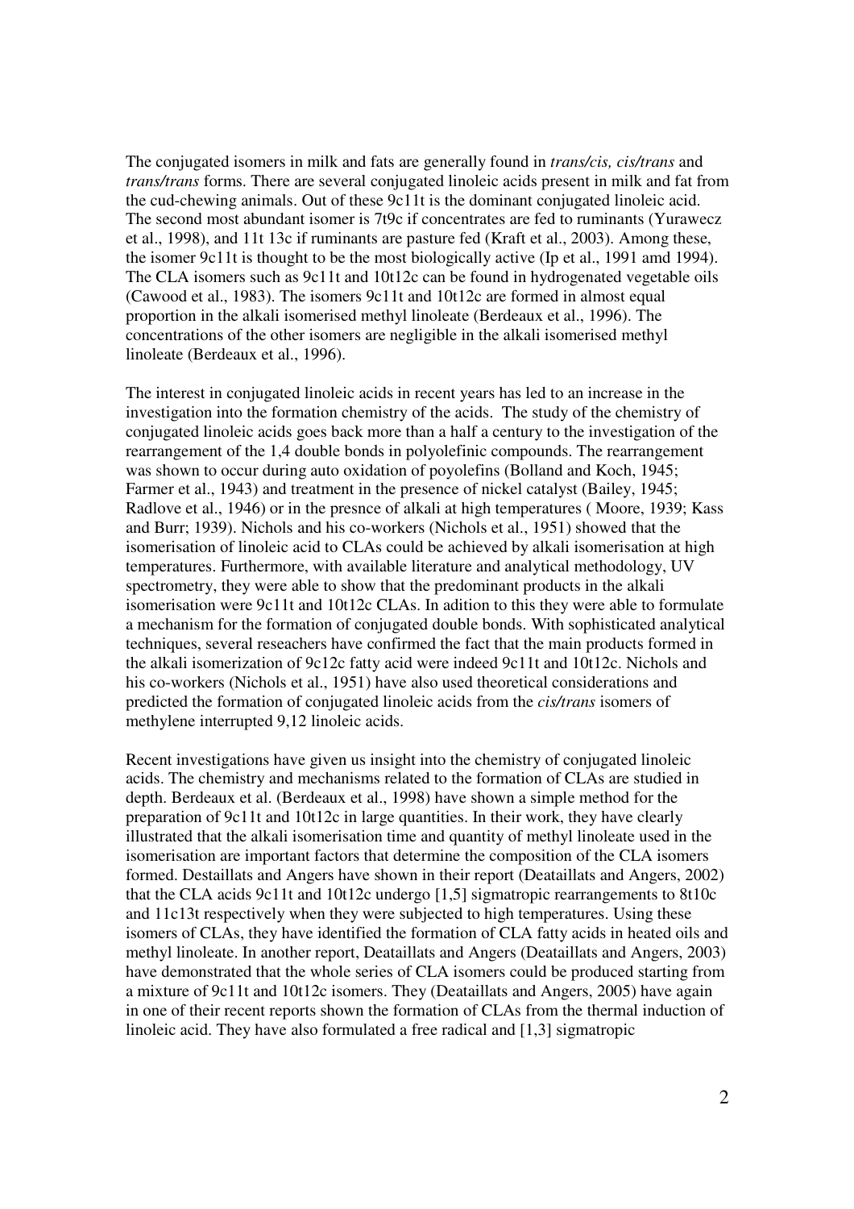The conjugated isomers in milk and fats are generally found in *trans/cis, cis/trans* and *trans/trans* forms. There are several conjugated linoleic acids present in milk and fat from the cud-chewing animals. Out of these 9c11t is the dominant conjugated linoleic acid. The second most abundant isomer is 7t9c if concentrates are fed to ruminants (Yurawecz et al., 1998), and 11t 13c if ruminants are pasture fed (Kraft et al., 2003). Among these, the isomer 9c11t is thought to be the most biologically active (Ip et al., 1991 amd 1994). The CLA isomers such as 9c11t and 10t12c can be found in hydrogenated vegetable oils (Cawood et al., 1983). The isomers 9c11t and 10t12c are formed in almost equal proportion in the alkali isomerised methyl linoleate (Berdeaux et al., 1996). The concentrations of the other isomers are negligible in the alkali isomerised methyl linoleate (Berdeaux et al., 1996).

The interest in conjugated linoleic acids in recent years has led to an increase in the investigation into the formation chemistry of the acids. The study of the chemistry of conjugated linoleic acids goes back more than a half a century to the investigation of the rearrangement of the 1,4 double bonds in polyolefinic compounds. The rearrangement was shown to occur during auto oxidation of poyolefins (Bolland and Koch, 1945; Farmer et al., 1943) and treatment in the presence of nickel catalyst (Bailey, 1945; Radlove et al., 1946) or in the presnce of alkali at high temperatures ( Moore, 1939; Kass and Burr; 1939). Nichols and his co-workers (Nichols et al., 1951) showed that the isomerisation of linoleic acid to CLAs could be achieved by alkali isomerisation at high temperatures. Furthermore, with available literature and analytical methodology, UV spectrometry, they were able to show that the predominant products in the alkali isomerisation were 9c11t and 10t12c CLAs. In adition to this they were able to formulate a mechanism for the formation of conjugated double bonds. With sophisticated analytical techniques, several reseachers have confirmed the fact that the main products formed in the alkali isomerization of 9c12c fatty acid were indeed 9c11t and 10t12c. Nichols and his co-workers (Nichols et al., 1951) have also used theoretical considerations and predicted the formation of conjugated linoleic acids from the *cis/trans* isomers of methylene interrupted 9,12 linoleic acids.

Recent investigations have given us insight into the chemistry of conjugated linoleic acids. The chemistry and mechanisms related to the formation of CLAs are studied in depth. Berdeaux et al. (Berdeaux et al., 1998) have shown a simple method for the preparation of 9c11t and 10t12c in large quantities. In their work, they have clearly illustrated that the alkali isomerisation time and quantity of methyl linoleate used in the isomerisation are important factors that determine the composition of the CLA isomers formed. Destaillats and Angers have shown in their report (Deataillats and Angers, 2002) that the CLA acids 9c11t and 10t12c undergo [1,5] sigmatropic rearrangements to 8t10c and 11c13t respectively when they were subjected to high temperatures. Using these isomers of CLAs, they have identified the formation of CLA fatty acids in heated oils and methyl linoleate. In another report, Deataillats and Angers (Deataillats and Angers, 2003) have demonstrated that the whole series of CLA isomers could be produced starting from a mixture of 9c11t and 10t12c isomers. They (Deataillats and Angers, 2005) have again in one of their recent reports shown the formation of CLAs from the thermal induction of linoleic acid. They have also formulated a free radical and [1,3] sigmatropic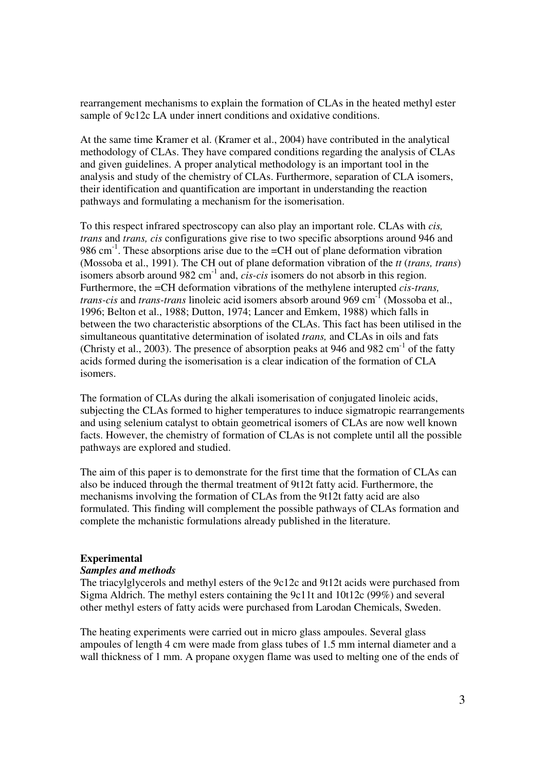rearrangement mechanisms to explain the formation of CLAs in the heated methyl ester sample of 9c12c LA under innert conditions and oxidative conditions.

At the same time Kramer et al. (Kramer et al., 2004) have contributed in the analytical methodology of CLAs. They have compared conditions regarding the analysis of CLAs and given guidelines. A proper analytical methodology is an important tool in the analysis and study of the chemistry of CLAs. Furthermore, separation of CLA isomers, their identification and quantification are important in understanding the reaction pathways and formulating a mechanism for the isomerisation.

To this respect infrared spectroscopy can also play an important role. CLAs with *cis, trans* and *trans, cis* configurations give rise to two specific absorptions around 946 and 986 $cm^{-1}$. These absorptions arise due to the =CH out of plane deformation vibration (Mossoba et al., 1991). The CH out of plane deformation vibration of the *tt* (*trans, trans*) isomers absorb around 982 $cm^{-1}$ and, *cis-cis* isomers do not absorb in this region. Furthermore, the =CH deformation vibrations of the methylene interupted *cis-trans, trans-cis* and *trans-trans* linoleic acid isomers absorb around 969 $cm^{-1}$ (Mossoba et al., 1996; Belton et al., 1988; Dutton, 1974; Lancer and Emkem, 1988) which falls in between the two characteristic absorptions of the CLAs. This fact has been utilised in the simultaneous quantitative determination of isolated *trans,* and CLAs in oils and fats (Christy et al., 2003). The presence of absorption peaks at 946 and 982 $cm^{-1}$ of the fatty acids formed during the isomerisation is a clear indication of the formation of CLA isomers.

The formation of CLAs during the alkali isomerisation of conjugated linoleic acids, subjecting the CLAs formed to higher temperatures to induce sigmatropic rearrangements and using selenium catalyst to obtain geometrical isomers of CLAs are now well known facts. However, the chemistry of formation of CLAs is not complete until all the possible pathways are explored and studied.

The aim of this paper is to demonstrate for the first time that the formation of CLAs can also be induced through the thermal treatment of 9t12t fatty acid. Furthermore, the mechanisms involving the formation of CLAs from the 9t12t fatty acid are also formulated. This finding will complement the possible pathways of CLAs formation and complete the mchanistic formulations already published in the literature.

## Experimental

### *Samples and methods*

The triacylglycerols and methyl esters of the 9c12c and 9t12t acids were purchased from Sigma Aldrich. The methyl esters containing the 9c11t and 10t12c (99%) and several other methyl esters of fatty acids were purchased from Larodan Chemicals, Sweden.

The heating experiments were carried out in micro glass ampoules. Several glass ampoules of length 4 cm were made from glass tubes of 1.5 mm internal diameter and a wall thickness of 1 mm. A propane oxygen flame was used to melting one of the ends of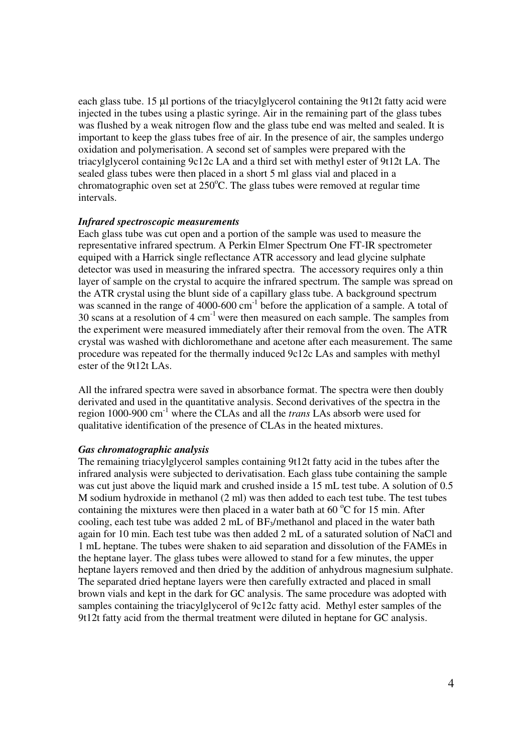each glass tube. 15 µl portions of the triacylglycerol containing the 9t12t fatty acid were injected in the tubes using a plastic syringe. Air in the remaining part of the glass tubes was flushed by a weak nitrogen flow and the glass tube end was melted and sealed. It is important to keep the glass tubes free of air. In the presence of air, the samples undergo oxidation and polymerisation. A second set of samples were prepared with the triacylglycerol containing 9c12c LA and a third set with methyl ester of 9t12t LA. The sealed glass tubes were then placed in a short 5 ml glass vial and placed in a chromatographic oven set at 250°C. The glass tubes were removed at regular time intervals.

***Infrared spectroscopic measurements***

Each glass tube was cut open and a portion of the sample was used to measure the representative infrared spectrum. A Perkin Elmer Spectrum One FT-IR spectrometer equiped with a Harrick single reflectance ATR accessory and lead glycine sulphate detector was used in measuring the infrared spectra. The accessory requires only a thin layer of sample on the crystal to acquire the infrared spectrum. The sample was spread on the ATR crystal using the blunt side of a capillary glass tube. A background spectrum was scanned in the range of 4000-600 $cm^{-1}$ before the application of a sample. A total of 30 scans at a resolution of 4 $cm^{-1}$ were then measured on each sample. The samples from the experiment were measured immediately after their removal from the oven. The ATR crystal was washed with dichloromethane and acetone after each measurement. The same procedure was repeated for the thermally induced 9c12c LAs and samples with methyl ester of the 9t12t LAs.

All the infrared spectra were saved in absorbance format. The spectra were then doubly derivated and used in the quantitative analysis. Second derivatives of the spectra in the region 1000-900 $cm^{-1}$ where the CLAs and all the *trans* LAs absorb were used for qualitative identification of the presence of CLAs in the heated mixtures.

***Gas chromatographic analysis***

The remaining triacylglycerol samples containing 9t12t fatty acid in the tubes after the infrared analysis were subjected to derivatisation. Each glass tube containing the sample was cut just above the liquid mark and crushed inside a 15 mL test tube. A solution of 0.5 M sodium hydroxide in methanol (2 ml) was then added to each test tube. The test tubes containing the mixtures were then placed in a water bath at 60 °C for 15 min. After cooling, each test tube was added 2 mL of $BF_3$/methanol and placed in the water bath again for 10 min. Each test tube was then added 2 mL of a saturated solution of NaCl and 1 mL heptane. The tubes were shaken to aid separation and dissolution of the FAMEs in the heptane layer. The glass tubes were allowed to stand for a few minutes, the upper heptane layers removed and then dried by the addition of anhydrous magnesium sulphate. The separated dried heptane layers were then carefully extracted and placed in small brown vials and kept in the dark for GC analysis. The same procedure was adopted with samples containing the triacylglycerol of 9c12c fatty acid. Methyl ester samples of the 9t12t fatty acid from the thermal treatment were diluted in heptane for GC analysis.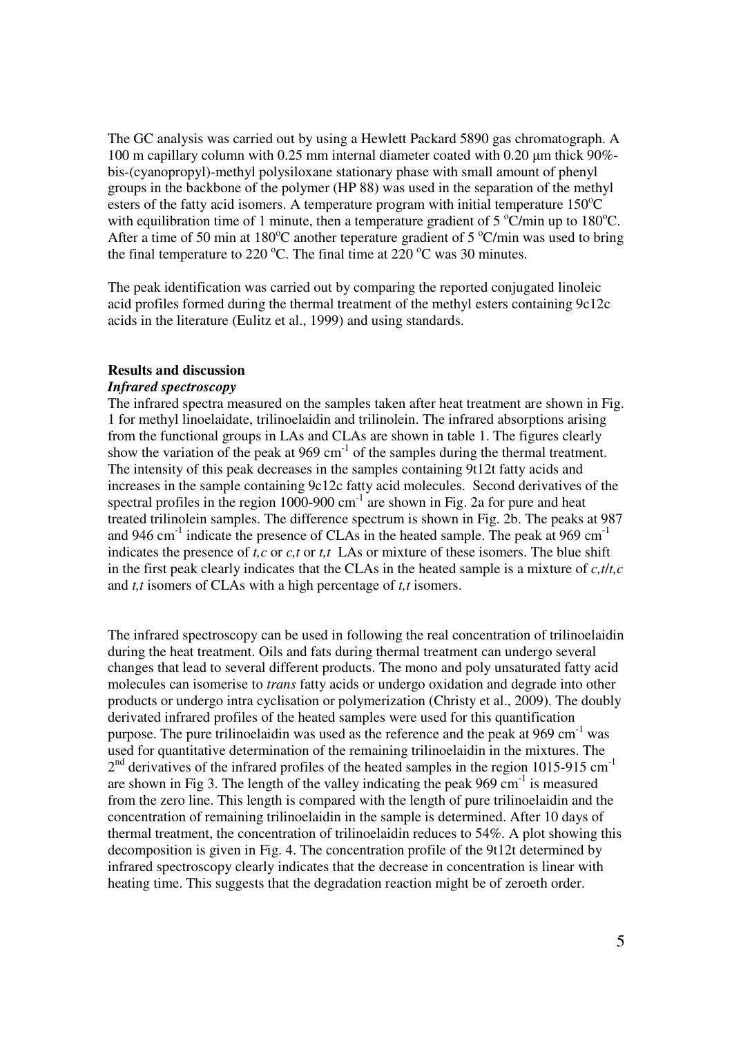The GC analysis was carried out by using a Hewlett Packard 5890 gas chromatograph. A 100 m capillary column with 0.25 mm internal diameter coated with 0.20 µm thick 90%-bis-(cyanopropyl)-methyl polysiloxane stationary phase with small amount of phenyl groups in the backbone of the polymer (HP 88) was used in the separation of the methyl esters of the fatty acid isomers. A temperature program with initial temperature 150°C with equilibration time of 1 minute, then a temperature gradient of 5 °C/min up to 180°C. After a time of 50 min at 180°C another teperature gradient of 5 °C/min was used to bring the final temperature to 220 °C. The final time at 220 °C was 30 minutes.

The peak identification was carried out by comparing the reported conjugated linoleic acid profiles formed during the thermal treatment of the methyl esters containing 9c12c acids in the literature (Eulitz et al., 1999) and using standards.

## Results and discussion

### *Infrared spectroscopy*

The infrared spectra measured on the samples taken after heat treatment are shown in Fig. 1 for methyl linoelaidate, trilinoelaidin and trilinolein. The infrared absorptions arising from the functional groups in LAs and CLAs are shown in table 1. The figures clearly show the variation of the peak at 969 $cm^{-1}$ of the samples during the thermal treatment. The intensity of this peak decreases in the samples containing 9t12t fatty acids and increases in the sample containing 9c12c fatty acid molecules. Second derivatives of the spectral profiles in the region 1000-900 $cm^{-1}$ are shown in Fig. 2a for pure and heat treated trilinolein samples. The difference spectrum is shown in Fig. 2b. The peaks at 987 and 946 $cm^{-1}$ indicate the presence of CLAs in the heated sample. The peak at 969 $cm^{-1}$ indicates the presence of *t,c* or *c,t* or *t,t* LAs or mixture of these isomers. The blue shift in the first peak clearly indicates that the CLAs in the heated sample is a mixture of *c,t*/*t,c* and *t,t* isomers of CLAs with a high percentage of *t,t* isomers.

The infrared spectroscopy can be used in following the real concentration of trilinoelaidin during the heat treatment. Oils and fats during thermal treatment can undergo several changes that lead to several different products. The mono and poly unsaturated fatty acid molecules can isomerise to *trans* fatty acids or undergo oxidation and degrade into other products or undergo intra cyclisation or polymerization (Christy et al., 2009). The doubly derivated infrared profiles of the heated samples were used for this quantification purpose. The pure trilinoelaidin was used as the reference and the peak at 969 $cm^{-1}$ was used for quantitative determination of the remaining trilinoelaidin in the mixtures. The 2nd derivatives of the infrared profiles of the heated samples in the region 1015-915 $cm^{-1}$ are shown in Fig 3. The length of the valley indicating the peak 969 $cm^{-1}$ is measured from the zero line. This length is compared with the length of pure trilinoelaidin and the concentration of remaining trilinoelaidin in the sample is determined. After 10 days of thermal treatment, the concentration of trilinoelaidin reduces to 54%. A plot showing this decomposition is given in Fig. 4. The concentration profile of the 9t12t determined by infrared spectroscopy clearly indicates that the decrease in concentration is linear with heating time. This suggests that the degradation reaction might be of zeroeth order.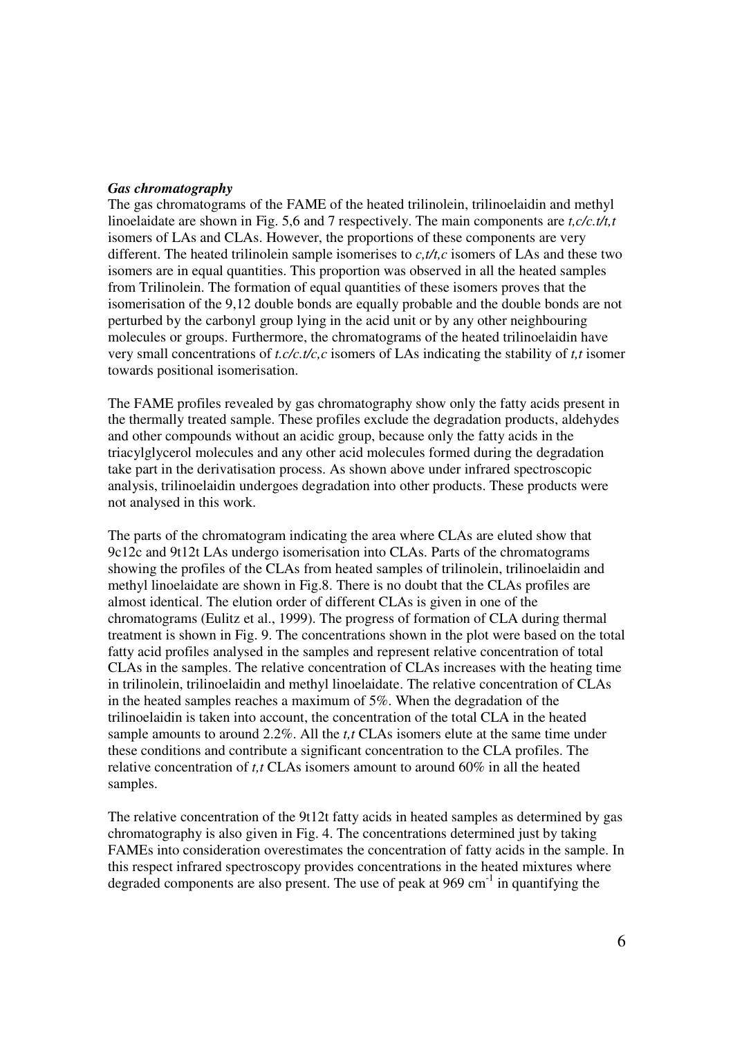### *Gas chromatography*

The gas chromatograms of the FAME of the heated trilinolein, trilinoelaidin and methyl linoelaidate are shown in Fig. 5,6 and 7 respectively. The main components are *t,c/c.t/t,t* isomers of LAs and CLAs. However, the proportions of these components are very different. The heated trilinolein sample isomerises to *c,t/t,c* isomers of LAs and these two isomers are in equal quantities. This proportion was observed in all the heated samples from Trilinolein. The formation of equal quantities of these isomers proves that the isomerisation of the 9,12 double bonds are equally probable and the double bonds are not perturbed by the carbonyl group lying in the acid unit or by any other neighbouring molecules or groups. Furthermore, the chromatograms of the heated trilinoelaidin have very small concentrations of *t.c/c.t/c,c* isomers of LAs indicating the stability of *t,t* isomer towards positional isomerisation.

The FAME profiles revealed by gas chromatography show only the fatty acids present in the thermally treated sample. These profiles exclude the degradation products, aldehydes and other compounds without an acidic group, because only the fatty acids in the triacylglycerol molecules and any other acid molecules formed during the degradation take part in the derivatisation process. As shown above under infrared spectroscopic analysis, trilinoelaidin undergoes degradation into other products. These products were not analysed in this work.

The parts of the chromatogram indicating the area where CLAs are eluted show that 9c12c and 9t12t LAs undergo isomerisation into CLAs. Parts of the chromatograms showing the profiles of the CLAs from heated samples of trilinolein, trilinoelaidin and methyl linoelaidate are shown in Fig.8. There is no doubt that the CLAs profiles are almost identical. The elution order of different CLAs is given in one of the chromatograms (Eulitz et al., 1999). The progress of formation of CLA during thermal treatment is shown in Fig. 9. The concentrations shown in the plot were based on the total fatty acid profiles analysed in the samples and represent relative concentration of total CLAs in the samples. The relative concentration of CLAs increases with the heating time in trilinolein, trilinoelaidin and methyl linoelaidate. The relative concentration of CLAs in the heated samples reaches a maximum of 5%. When the degradation of the trilinoelaidin is taken into account, the concentration of the total CLA in the heated sample amounts to around 2.2%. All the *t,t* CLAs isomers elute at the same time under these conditions and contribute a significant concentration to the CLA profiles. The relative concentration of *t,t* CLAs isomers amount to around 60% in all the heated samples.

The relative concentration of the 9t12t fatty acids in heated samples as determined by gas chromatography is also given in Fig. 4. The concentrations determined just by taking FAMEs into consideration overestimates the concentration of fatty acids in the sample. In this respect infrared spectroscopy provides concentrations in the heated mixtures where degraded components are also present. The use of peak at 969 $cm^{-1}$ in quantifying the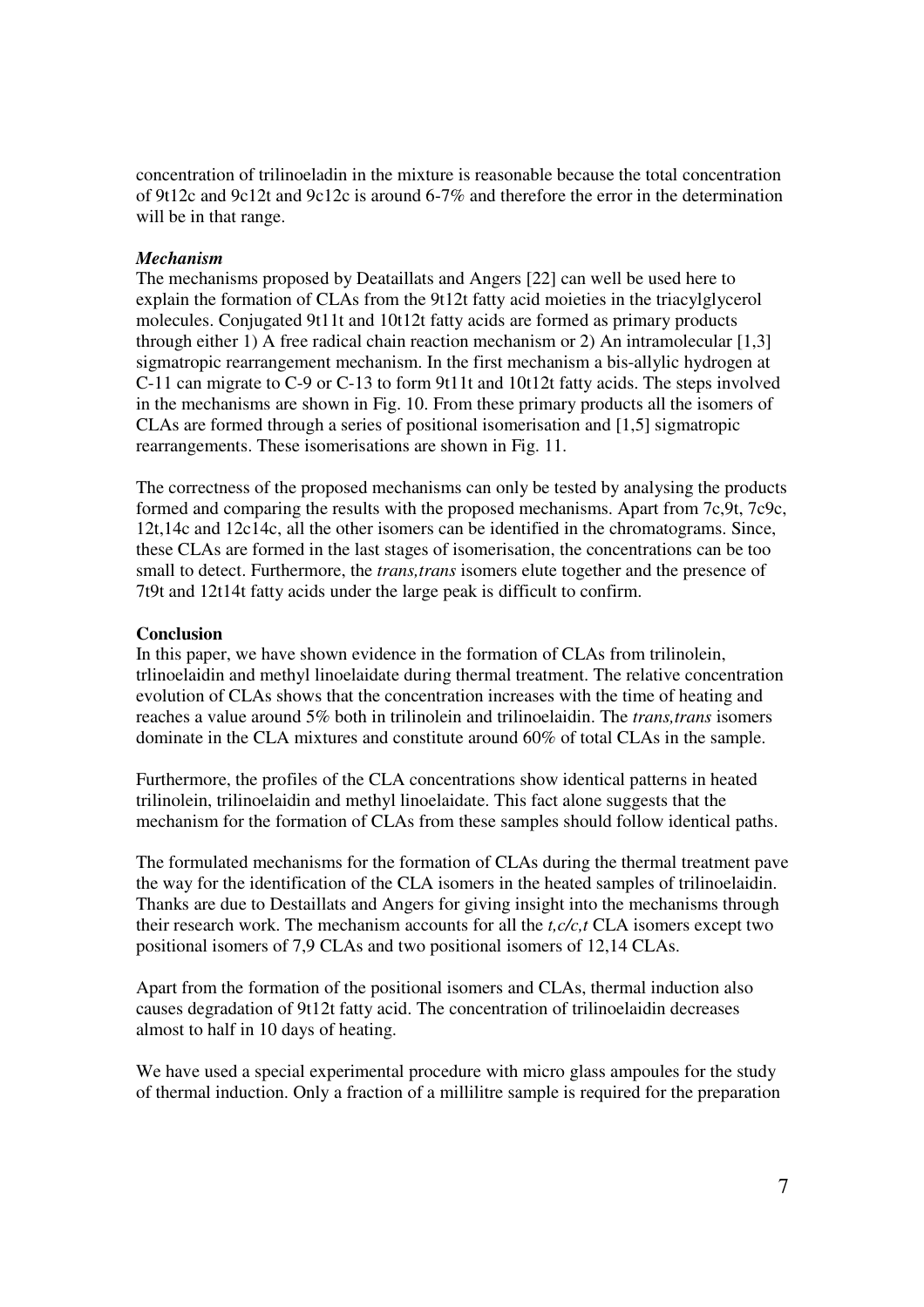concentration of trilinoeladin in the mixture is reasonable because the total concentration of 9t12c and 9c12t and 9c12c is around 6-7% and therefore the error in the determination will be in that range.

### *Mechanism*

The mechanisms proposed by Deataillats and Angers [22] can well be used here to explain the formation of CLAs from the 9t12t fatty acid moieties in the triacylglycerol molecules. Conjugated 9t11t and 10t12t fatty acids are formed as primary products through either 1) A free radical chain reaction mechanism or 2) An intramolecular [1,3] sigmatropic rearrangement mechanism. In the first mechanism a bis-allylic hydrogen at C-11 can migrate to C-9 or C-13 to form 9t11t and 10t12t fatty acids. The steps involved in the mechanisms are shown in Fig. 10. From these primary products all the isomers of CLAs are formed through a series of positional isomerisation and [1,5] sigmatropic rearrangements. These isomerisations are shown in Fig. 11.

The correctness of the proposed mechanisms can only be tested by analysing the products formed and comparing the results with the proposed mechanisms. Apart from 7c,9t, 7c9c, 12t,14c and 12c14c, all the other isomers can be identified in the chromatograms. Since, these CLAs are formed in the last stages of isomerisation, the concentrations can be too small to detect. Furthermore, the *trans,trans* isomers elute together and the presence of 7t9t and 12t14t fatty acids under the large peak is difficult to confirm.

## **Conclusion**

In this paper, we have shown evidence in the formation of CLAs from trilinolein, trlinoelaidin and methyl linoelaidate during thermal treatment. The relative concentration evolution of CLAs shows that the concentration increases with the time of heating and reaches a value around 5% both in trilinolein and trilinoelaidin. The *trans,trans* isomers dominate in the CLA mixtures and constitute around 60% of total CLAs in the sample.

Furthermore, the profiles of the CLA concentrations show identical patterns in heated trilinolein, trilinoelaidin and methyl linoelaidate. This fact alone suggests that the mechanism for the formation of CLAs from these samples should follow identical paths.

The formulated mechanisms for the formation of CLAs during the thermal treatment pave the way for the identification of the CLA isomers in the heated samples of trilinoelaidin. Thanks are due to Destaillats and Angers for giving insight into the mechanisms through their research work. The mechanism accounts for all the *t,c/c,t* CLA isomers except two positional isomers of 7,9 CLAs and two positional isomers of 12,14 CLAs.

Apart from the formation of the positional isomers and CLAs, thermal induction also causes degradation of 9t12t fatty acid. The concentration of trilinoelaidin decreases almost to half in 10 days of heating.

We have used a special experimental procedure with micro glass ampoules for the study of thermal induction. Only a fraction of a millilitre sample is required for the preparation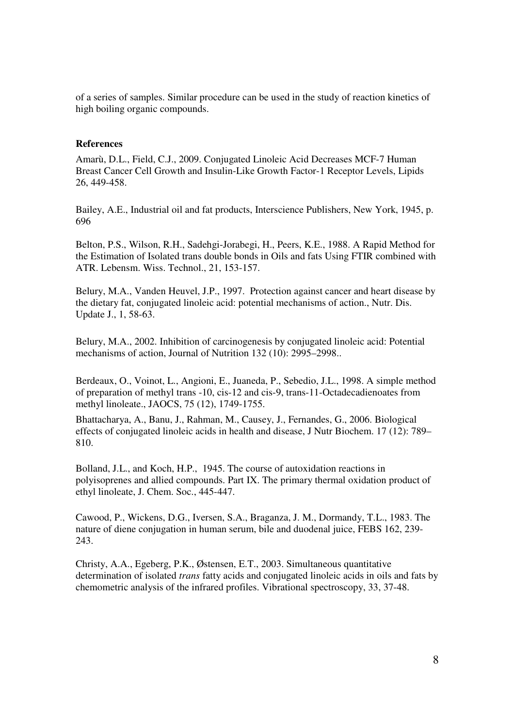of a series of samples. Similar procedure can be used in the study of reaction kinetics of high boiling organic compounds.

**References**

Amarù, D.L., Field, C.J., 2009. Conjugated Linoleic Acid Decreases MCF-7 Human Breast Cancer Cell Growth and Insulin-Like Growth Factor-1 Receptor Levels, Lipids 26, 449-458.

Bailey, A.E., Industrial oil and fat products, Interscience Publishers, New York, 1945, p. 696

Belton, P.S., Wilson, R.H., Sadehgi-Jorabegi, H., Peers, K.E., 1988. A Rapid Method for the Estimation of Isolated trans double bonds in Oils and fats Using FTIR combined with ATR. Lebensm. Wiss. Technol., 21, 153-157.

Belury, M.A., Vanden Heuvel, J.P., 1997. Protection against cancer and heart disease by the dietary fat, conjugated linoleic acid: potential mechanisms of action., Nutr. Dis. Update J., 1, 58-63.

Belury, M.A., 2002. Inhibition of carcinogenesis by conjugated linoleic acid: Potential mechanisms of action, Journal of Nutrition 132 (10): 2995–2998..

Berdeaux, O., Voinot, L., Angioni, E., Juaneda, P., Sebedio, J.L., 1998. A simple method of preparation of methyl trans -10, cis-12 and cis-9, trans-11-Octadecadienoates from methyl linoleate., JAOCS, 75 (12), 1749-1755.

Bhattacharya, A., Banu, J., Rahman, M., Causey, J., Fernandes, G., 2006. Biological effects of conjugated linoleic acids in health and disease, J Nutr Biochem. 17 (12): 789–810.

Bolland, J.L., and Koch, H.P., 1945. The course of autoxidation reactions in polyisoprenes and allied compounds. Part IX. The primary thermal oxidation product of ethyl linoleate, J. Chem. Soc., 445-447.

Cawood, P., Wickens, D.G., Iversen, S.A., Braganza, J. M., Dormandy, T.L., 1983. The nature of diene conjugation in human serum, bile and duodenal juice, FEBS 162, 239-243.

Christy, A.A., Egeberg, P.K., Østensen, E.T., 2003. Simultaneous quantitative determination of isolated *trans* fatty acids and conjugated linoleic acids in oils and fats by chemometric analysis of the infrared profiles. Vibrational spectroscopy, 33, 37-48.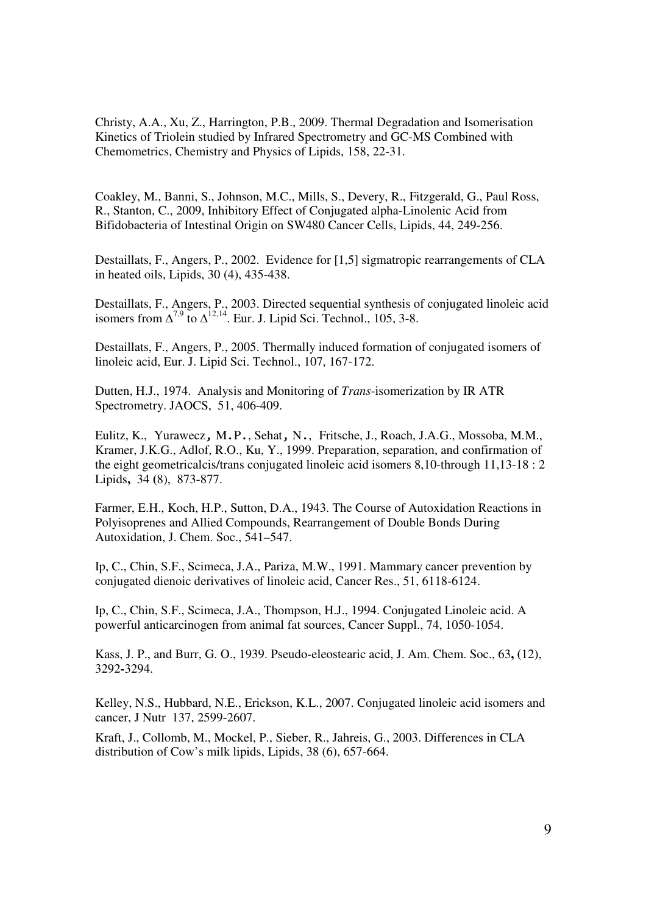Christy, A.A., Xu, Z., Harrington, P.B., 2009. Thermal Degradation and Isomerisation Kinetics of Triolein studied by Infrared Spectrometry and GC-MS Combined with Chemometrics, Chemistry and Physics of Lipids, 158, 22-31.

Coakley, M., Banni, S., Johnson, M.C., Mills, S., Devery, R., Fitzgerald, G., Paul Ross, R., Stanton, C., 2009, Inhibitory Effect of Conjugated alpha-Linolenic Acid from Bifidobacteria of Intestinal Origin on SW480 Cancer Cells, Lipids, 44, 249-256.

Destaillats, F., Angers, P., 2002. Evidence for [1,5] sigmatropic rearrangements of CLA in heated oils, Lipids, 30 (4), 435-438.

Destaillats, F., Angers, P., 2003. Directed sequential synthesis of conjugated linoleic acid isomers from $\Delta^{7,9}$ to $\Delta^{12,14}$. Eur. J. Lipid Sci. Technol., 105, 3-8.

Destaillats, F., Angers, P., 2005. Thermally induced formation of conjugated isomers of linoleic acid, Eur. J. Lipid Sci. Technol., 107, 167-172.

Dutten, H.J., 1974. Analysis and Monitoring of *Trans*-isomerization by IR ATR Spectrometry. JAOCS, 51, 406-409.

Eulitz, K., Yurawecz, M.P., Sehat, N., Fritsche, J., Roach, J.A.G., Mossoba, M.M., Kramer, J.K.G., Adlof, R.O., Ku, Y., 1999. Preparation, separation, and confirmation of the eight geometricalcis/trans conjugated linoleic acid isomers 8,10-through 11,13-18 : 2 Lipids, 34 (8), 873-877.

Farmer, E.H., Koch, H.P., Sutton, D.A., 1943. The Course of Autoxidation Reactions in Polyisoprenes and Allied Compounds, Rearrangement of Double Bonds During Autoxidation, J. Chem. Soc., 541–547.

Ip, C., Chin, S.F., Scimeca, J.A., Pariza, M.W., 1991. Mammary cancer prevention by conjugated dienoic derivatives of linoleic acid, Cancer Res., 51, 6118-6124.

Ip, C., Chin, S.F., Scimeca, J.A., Thompson, H.J., 1994. Conjugated Linoleic acid. A powerful anticarcinogen from animal fat sources, Cancer Suppl., 74, 1050-1054.

Kass, J. P., and Burr, G. O., 1939. Pseudo-eleostearic acid, J. Am. Chem. Soc., 63, (12), 3292-3294.

Kelley, N.S., Hubbard, N.E., Erickson, K.L., 2007. Conjugated linoleic acid isomers and cancer, J Nutr 137, 2599-2607.

Kraft, J., Collomb, M., Mockel, P., Sieber, R., Jahreis, G., 2003. Differences in CLA distribution of Cow's milk lipids, Lipids, 38 (6), 657-664.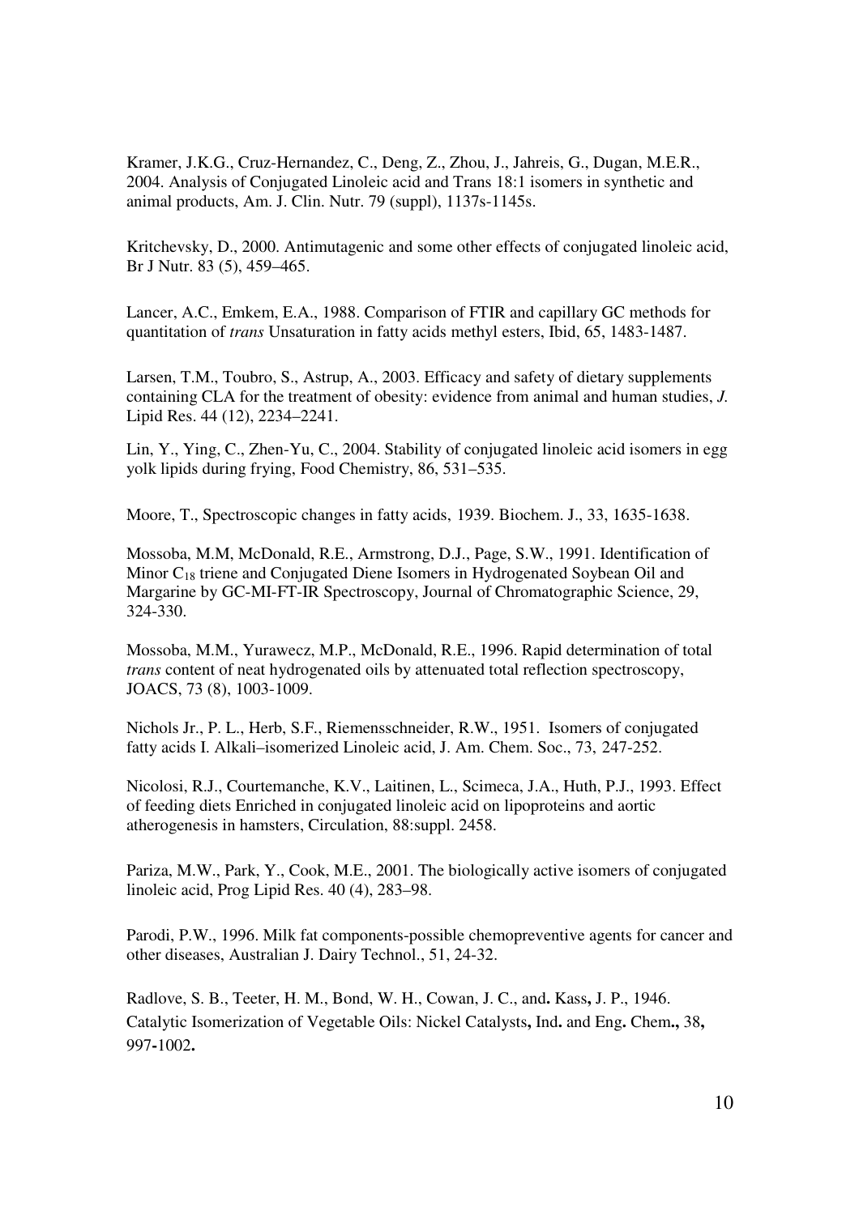Kramer, J.K.G., Cruz-Hernandez, C., Deng, Z., Zhou, J., Jahreis, G., Dugan, M.E.R., 2004. Analysis of Conjugated Linoleic acid and Trans 18:1 isomers in synthetic and animal products, Am. J. Clin. Nutr. 79 (suppl), 1137s-1145s.

Kritchevsky, D., 2000. Antimutagenic and some other effects of conjugated linoleic acid, Br J Nutr. 83 (5), 459–465.

Lancer, A.C., Emkem, E.A., 1988. Comparison of FTIR and capillary GC methods for quantitation of *trans* Unsaturation in fatty acids methyl esters, Ibid, 65, 1483-1487.

Larsen, T.M., Toubro, S., Astrup, A., 2003. Efficacy and safety of dietary supplements containing CLA for the treatment of obesity: evidence from animal and human studies, *J.* Lipid Res. 44 (12), 2234–2241.

Lin, Y., Ying, C., Zhen-Yu, C., 2004. Stability of conjugated linoleic acid isomers in egg yolk lipids during frying, Food Chemistry, 86, 531–535.

Moore, T., Spectroscopic changes in fatty acids, 1939. Biochem. J., 33, 1635-1638.

Mossoba, M.M, McDonald, R.E., Armstrong, D.J., Page, S.W., 1991. Identification of Minor $C_{18}$ triene and Conjugated Diene Isomers in Hydrogenated Soybean Oil and Margarine by GC-MI-FT-IR Spectroscopy, Journal of Chromatographic Science, 29, 324-330.

Mossoba, M.M., Yurawecz, M.P., McDonald, R.E., 1996. Rapid determination of total *trans* content of neat hydrogenated oils by attenuated total reflection spectroscopy, JOACS, 73 (8), 1003-1009.

Nichols Jr., P. L., Herb, S.F., Riemensschneider, R.W., 1951. Isomers of conjugated fatty acids I. Alkali–isomerized Linoleic acid, J. Am. Chem. Soc., 73, 247-252.

Nicolosi, R.J., Courtemanche, K.V., Laitinen, L., Scimeca, J.A., Huth, P.J., 1993. Effect of feeding diets Enriched in conjugated linoleic acid on lipoproteins and aortic atherogenesis in hamsters, Circulation, 88:suppl. 2458.

Pariza, M.W., Park, Y., Cook, M.E., 2001. The biologically active isomers of conjugated linoleic acid, Prog Lipid Res. 40 (4), 283–98.

Parodi, P.W., 1996. Milk fat components-possible chemopreventive agents for cancer and other diseases, Australian J. Dairy Technol., 51, 24-32.

Radlove, S. B., Teeter, H. M., Bond, W. H., Cowan, J. C., and**.** Kass**,** J. P., 1946. Catalytic Isomerization of Vegetable Oils: Nickel Catalysts**,** Ind**.** and Eng**.** Chem**.,** 38**,** 997**-**1002**.**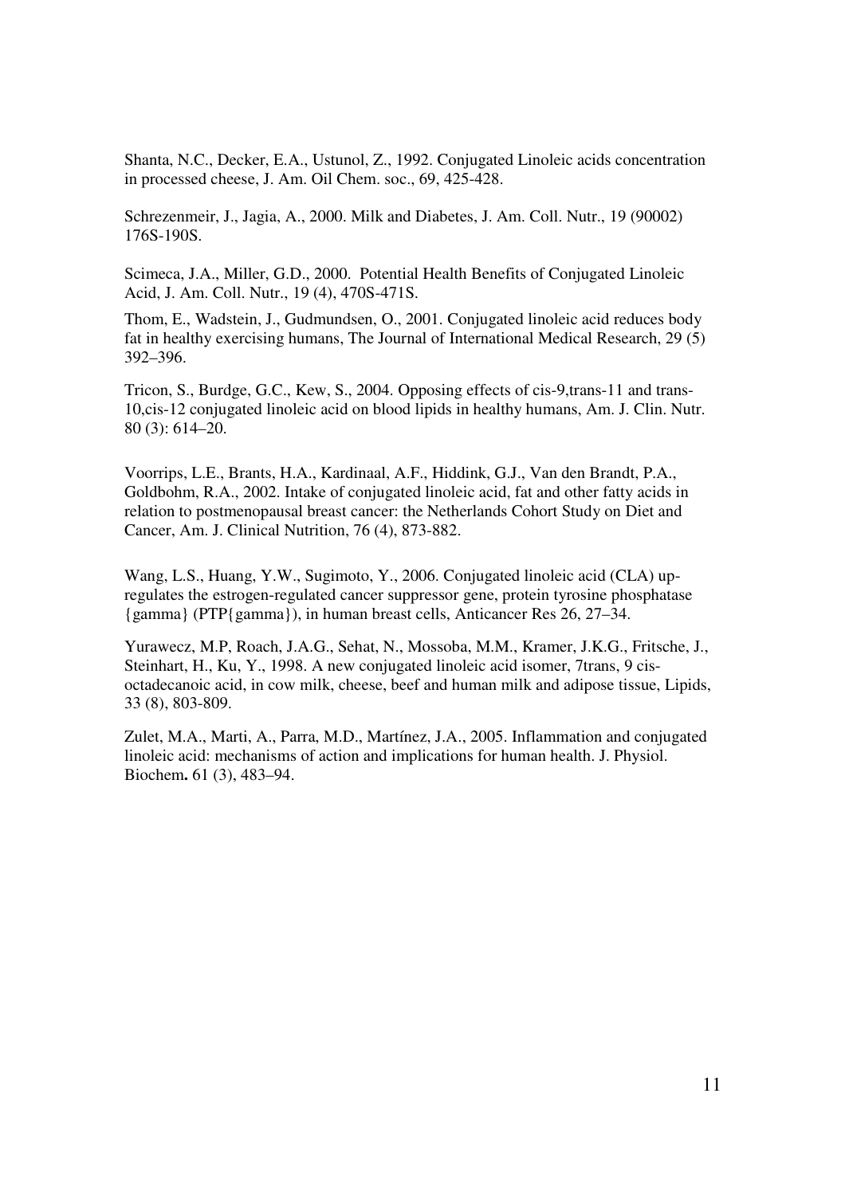Shanta, N.C., Decker, E.A., Ustunol, Z., 1992. Conjugated Linoleic acids concentration in processed cheese, J. Am. Oil Chem. soc., 69, 425-428.

Schrezenmeir, J., Jagia, A., 2000. Milk and Diabetes, J. Am. Coll. Nutr., 19 (90002) 176S-190S.

Scimeca, J.A., Miller, G.D., 2000. Potential Health Benefits of Conjugated Linoleic Acid, J. Am. Coll. Nutr., 19 (4), 470S-471S.

Thom, E., Wadstein, J., Gudmundsen, O., 2001. Conjugated linoleic acid reduces body fat in healthy exercising humans, The Journal of International Medical Research, 29 (5) 392–396.

Tricon, S., Burdge, G.C., Kew, S., 2004. Opposing effects of cis-9,trans-11 and trans-10,cis-12 conjugated linoleic acid on blood lipids in healthy humans, Am. J. Clin. Nutr. 80 (3): 614–20.

Voorrips, L.E., Brants, H.A., Kardinaal, A.F., Hiddink, G.J., Van den Brandt, P.A., Goldbohm, R.A., 2002. Intake of conjugated linoleic acid, fat and other fatty acids in relation to postmenopausal breast cancer: the Netherlands Cohort Study on Diet and Cancer, Am. J. Clinical Nutrition, 76 (4), 873-882.

Wang, L.S., Huang, Y.W., Sugimoto, Y., 2006. Conjugated linoleic acid (CLA) up-regulates the estrogen-regulated cancer suppressor gene, protein tyrosine phosphatase {gamma} (PTP{gamma}), in human breast cells, Anticancer Res 26, 27–34.

Yurawecz, M.P, Roach, J.A.G., Sehat, N., Mossoba, M.M., Kramer, J.K.G., Fritsche, J., Steinhart, H., Ku, Y., 1998. A new conjugated linoleic acid isomer, 7trans, 9 cis-octadecanoic acid, in cow milk, cheese, beef and human milk and adipose tissue, Lipids, 33 (8), 803-809.

Zulet, M.A., Marti, A., Parra, M.D., Martínez, J.A., 2005. Inflammation and conjugated linoleic acid: mechanisms of action and implications for human health. J. Physiol. Biochem**.** 61 (3), 483–94.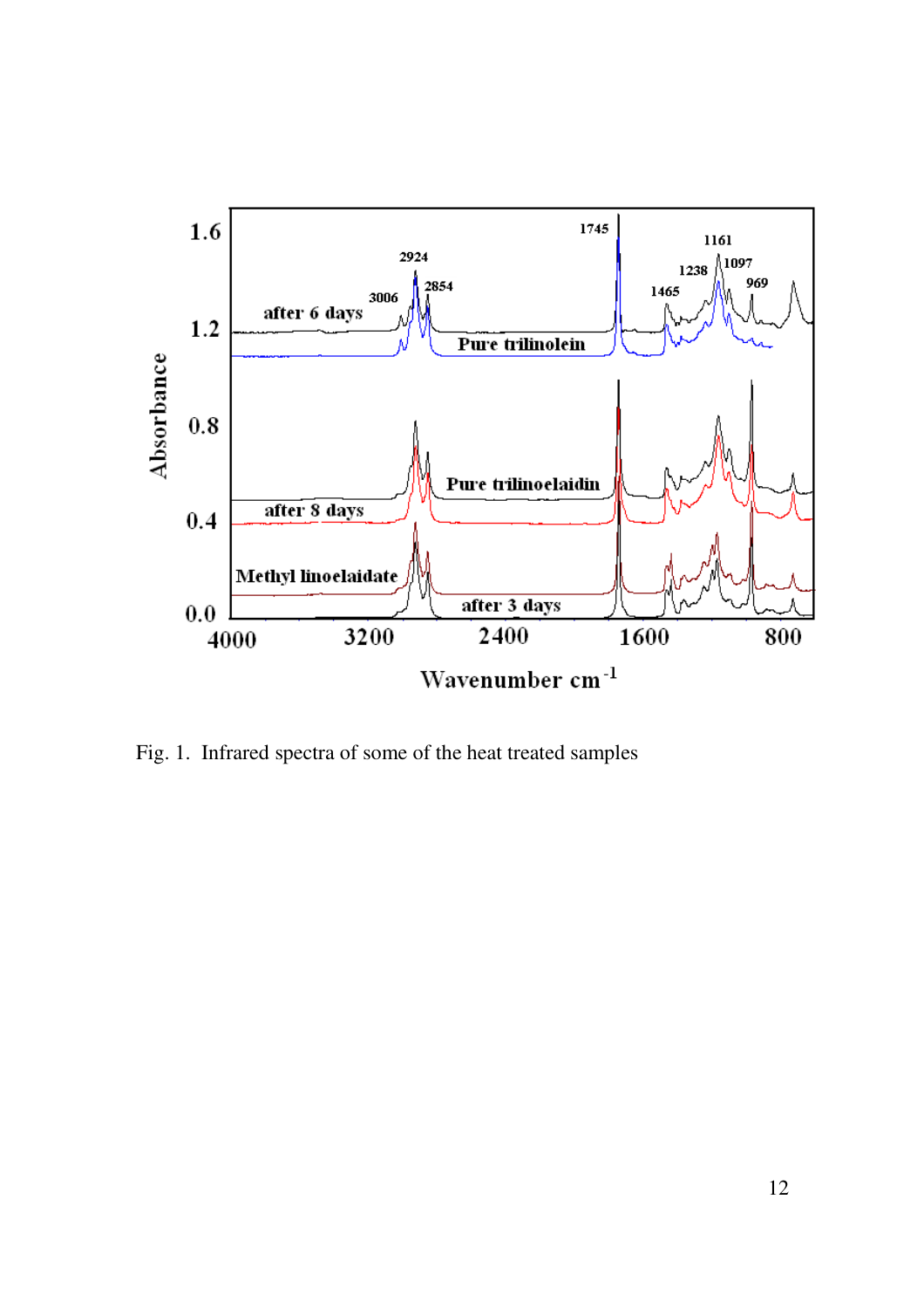Fig. 1. Infrared spectra of some of the heat treated samples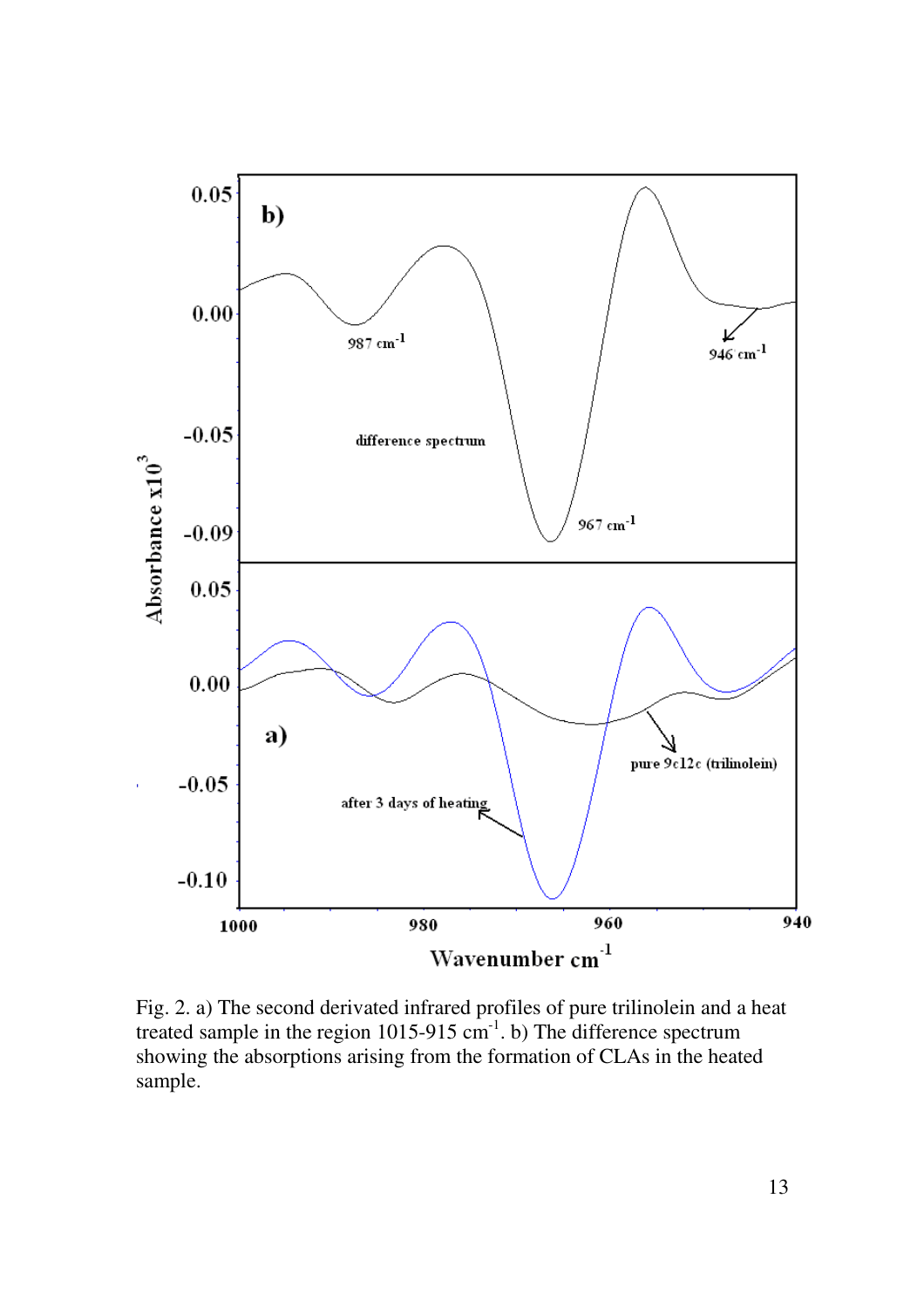Fig. 2. a) The second derivated infrared profiles of pure trilinolein and a heat treated sample in the region 1015-915 cm$^{-1}$. b) The difference spectrum showing the absorptions arising from the formation of CLAs in the heated sample.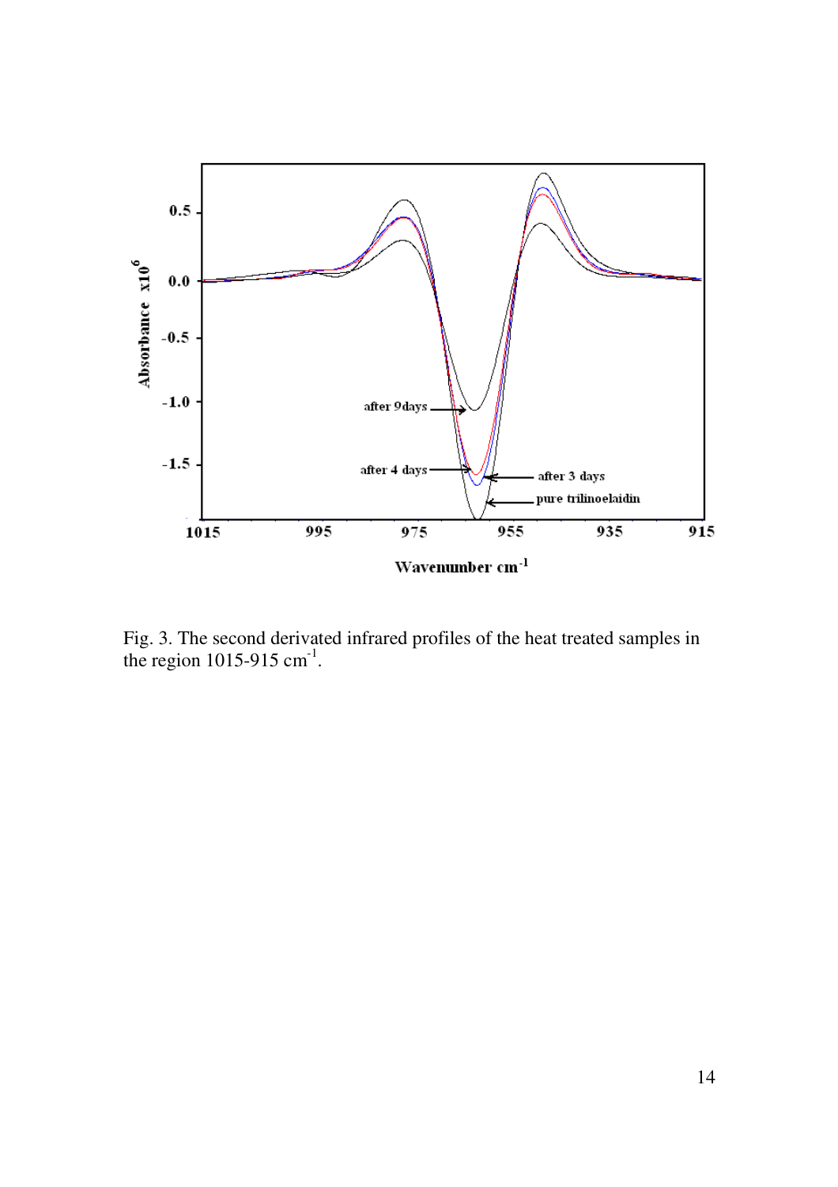Fig. 3. The second derivated infrared profiles of the heat treated samples in the region 1015-915 $cm^{-1}$.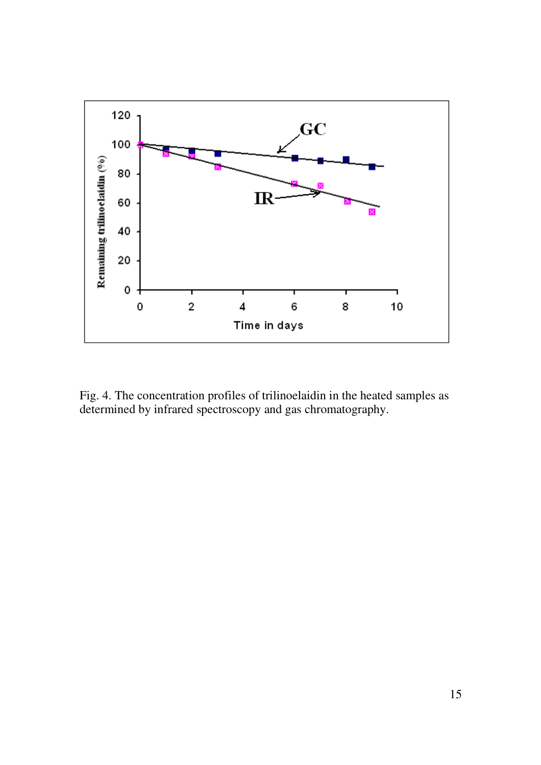Fig. 4. The concentration profiles of trilinoelaidin in the heated samples as determined by infrared spectroscopy and gas chromatography.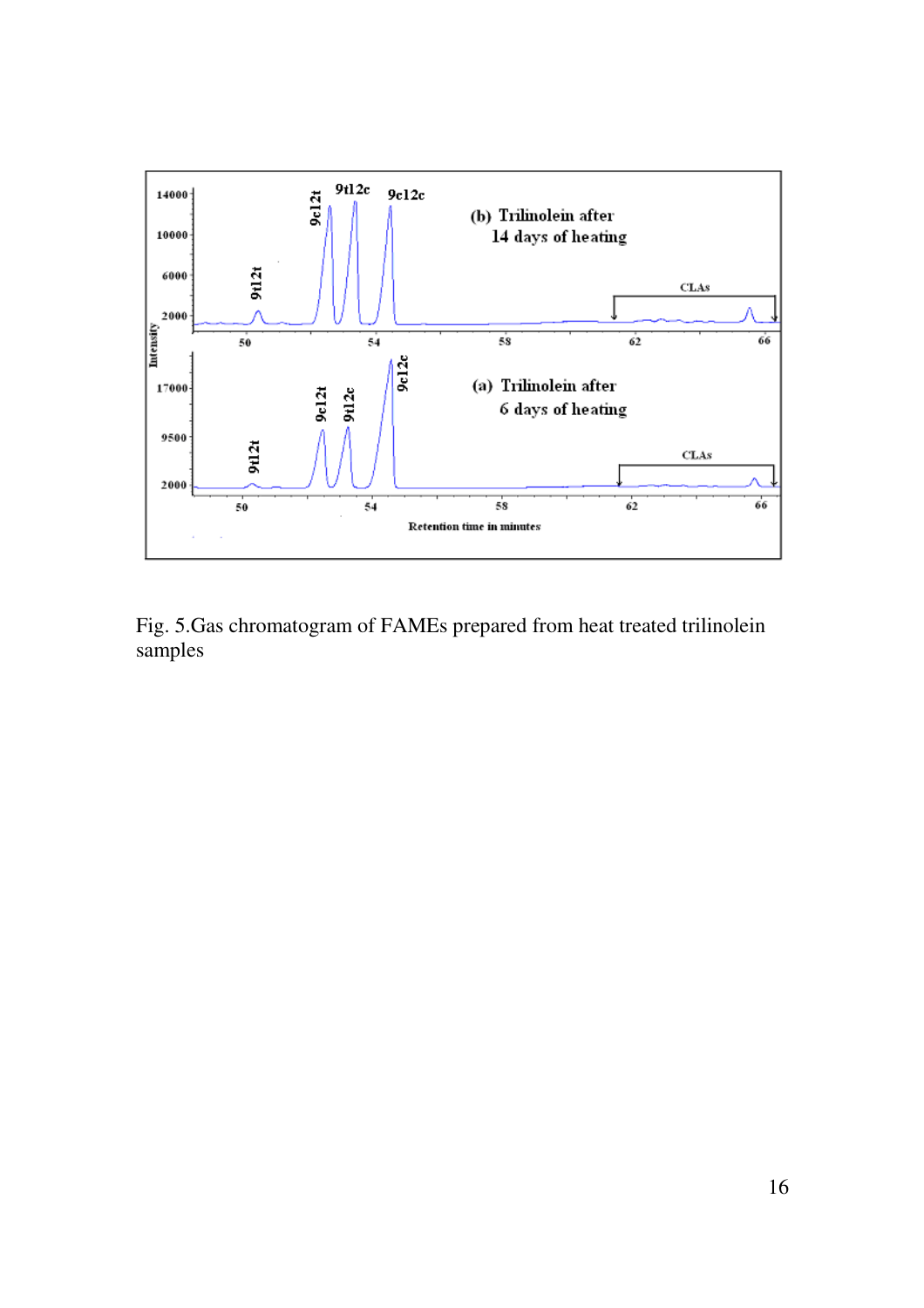Fig. 5.Gas chromatogram of FAMEs prepared from heat treated trilinolein samples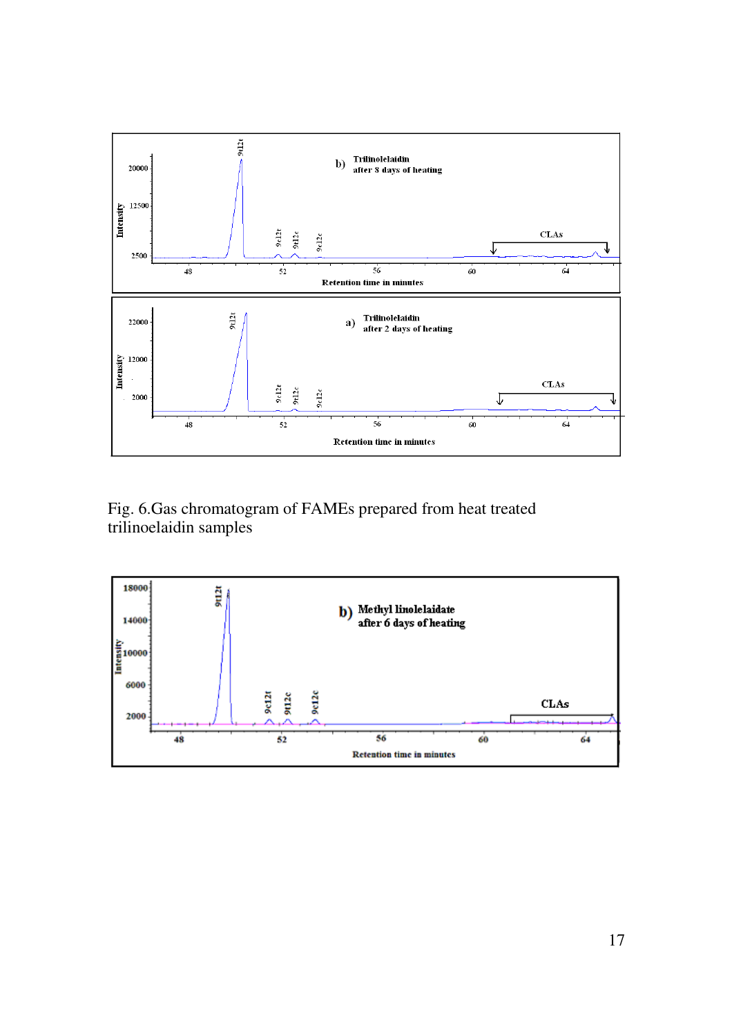Fig. 6.Gas chromatogram of FAMEs prepared from heat treated trilinoelaidin samples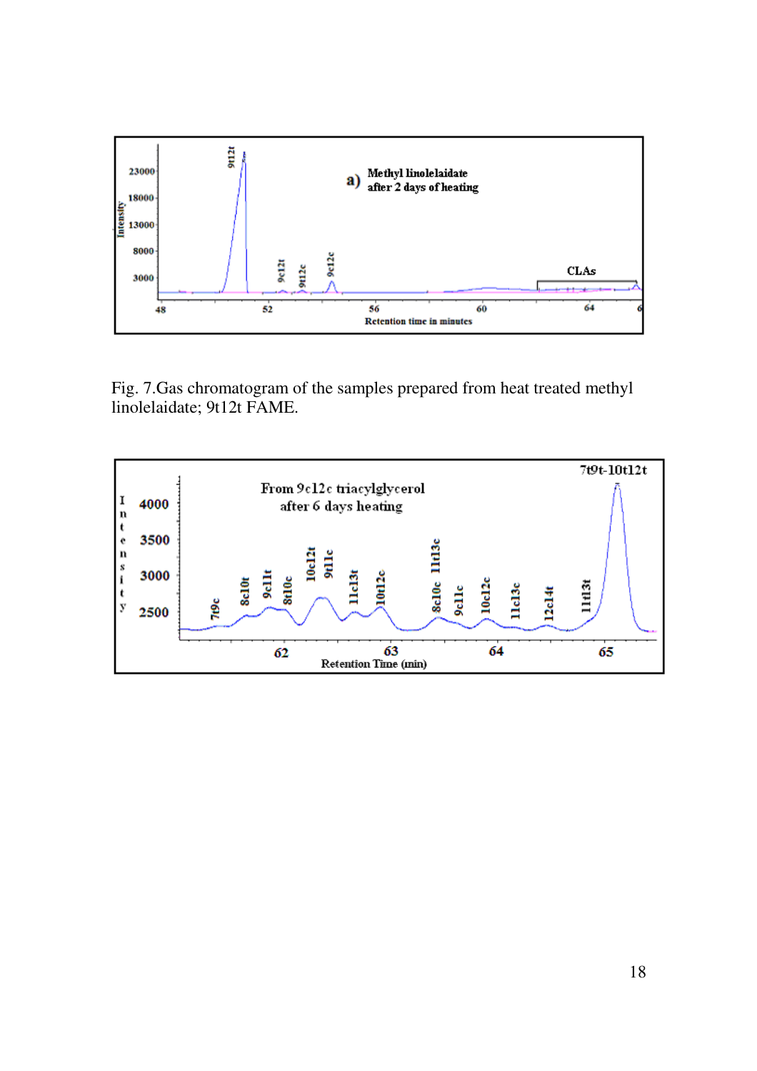Fig. 7.Gas chromatogram of the samples prepared from heat treated methyl linolelaidate; 9t12t FAME.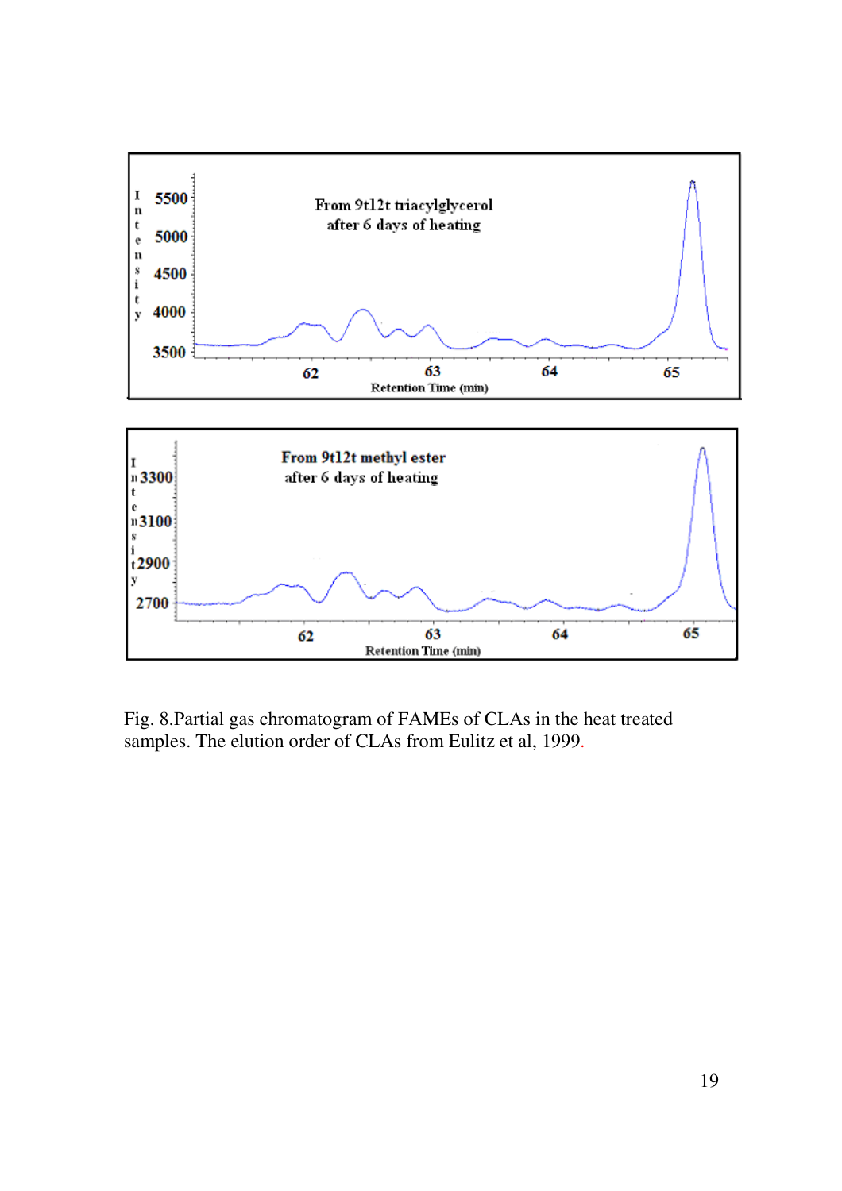Fig. 8.Partial gas chromatogram of FAMEs of CLAs in the heat treated samples. The elution order of CLAs from Eulitz et al, 1999.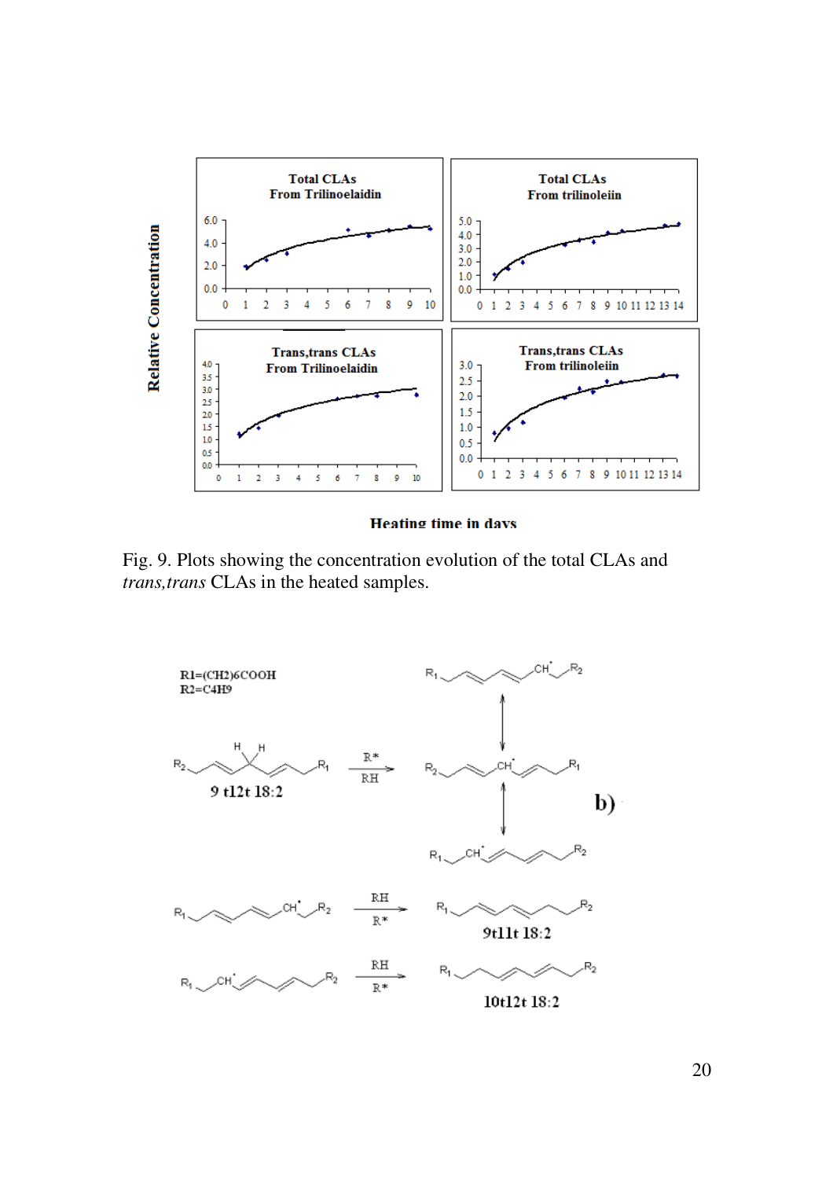Fig. 9. Plots showing the concentration evolution of the total CLAs and *trans,trans* CLAs in the heated samples.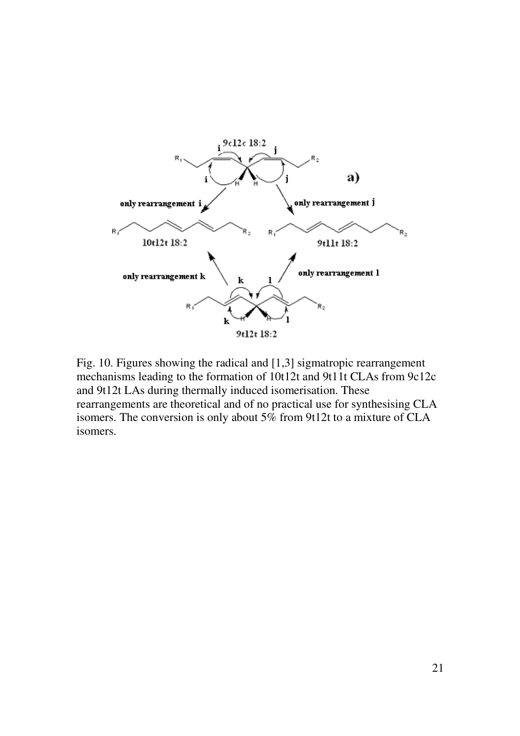Fig. 10. Figures showing the radical and [1,3] sigmatropic rearrangement mechanisms leading to the formation of 10t12t and 9t11t CLAs from 9c12c and 9t12t LAs during thermally induced isomerisation. These rearrangements are theoretical and of no practical use for synthesising CLA isomers. The conversion is only about 5% from 9t12t to a mixture of CLA isomers.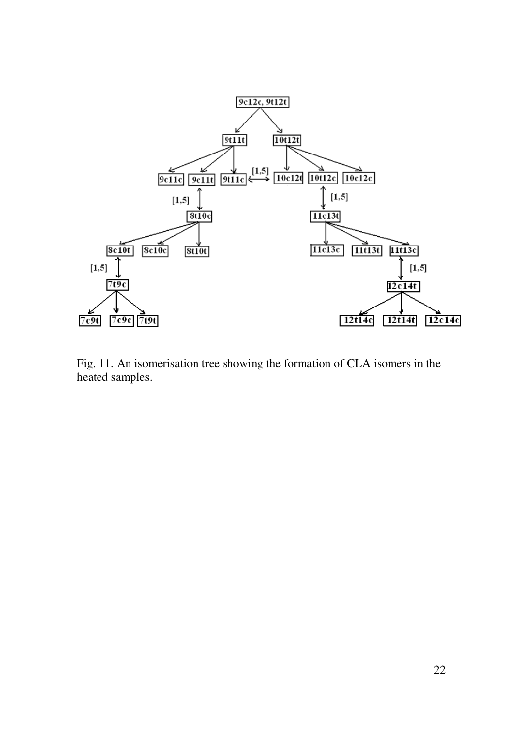9c12c, 9t12t

9t11t

10t12t

9c11c

9c11t

9t11c

[1,5]

10c12t

10t12c

10c12c

[1,5]

[1,5]

8t10c

11c13t

8c10t

8c10c

8t10t

11c13c

11t13t

11t13c

[1,5]

[1,5]

7t9c

12c14t

7c9t

7c9c

7t9t

12t14c

12t14t

12c14c

Fig. 11. An isomerisation tree showing the formation of CLA isomers in the heated samples.